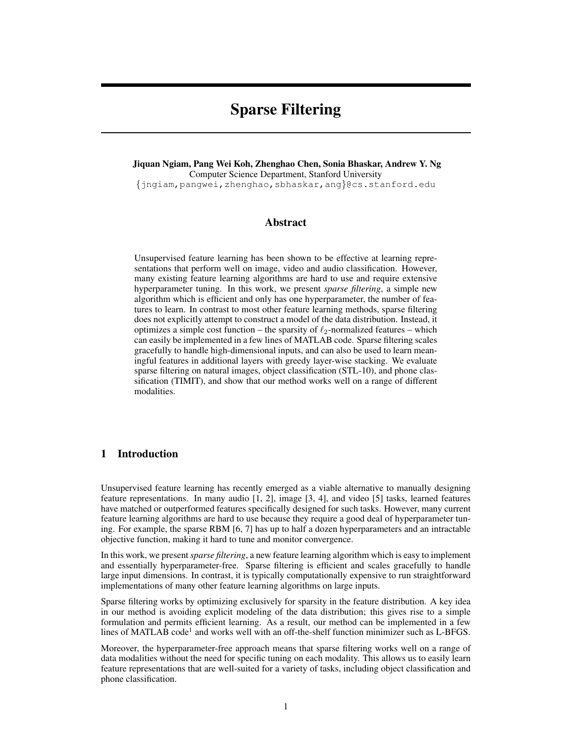# Sparse Filtering

**Jiquan Ngiam, Pang Wei Koh, Zhenghao Chen, Sonia Bhaskar, Andrew Y. Ng**
Computer Science Department, Stanford University
{jngiam,pangwei,zhenghao,sbhaskar,ang}@cs.stanford.edu

## Abstract

Unsupervised feature learning has been shown to be effective at learning representations that perform well on image, video and audio classification. However, many existing feature learning algorithms are hard to use and require extensive hyperparameter tuning. In this work, we present *sparse filtering*, a simple new algorithm which is efficient and only has one hyperparameter, the number of features to learn. In contrast to most other feature learning methods, sparse filtering does not explicitly attempt to construct a model of the data distribution. Instead, it optimizes a simple cost function – the sparsity of $\ell_2$-normalized features – which can easily be implemented in a few lines of MATLAB code. Sparse filtering scales gracefully to handle high-dimensional inputs, and can also be used to learn meaningful features in additional layers with greedy layer-wise stacking. We evaluate sparse filtering on natural images, object classification (STL-10), and phone classification (TIMIT), and show that our method works well on a range of different modalities.

## 1 Introduction

Unsupervised feature learning has recently emerged as a viable alternative to manually designing feature representations. In many audio [1, 2], image [3, 4], and video [5] tasks, learned features have matched or outperformed features specifically designed for such tasks. However, many current feature learning algorithms are hard to use because they require a good deal of hyperparameter tuning. For example, the sparse RBM [6, 7] has up to half a dozen hyperparameters and an intractable objective function, making it hard to tune and monitor convergence.

In this work, we present *sparse filtering*, a new feature learning algorithm which is easy to implement and essentially hyperparameter-free. Sparse filtering is efficient and scales gracefully to handle large input dimensions. In contrast, it is typically computationally expensive to run straightforward implementations of many other feature learning algorithms on large inputs.

Sparse filtering works by optimizing exclusively for sparsity in the feature distribution. A key idea in our method is avoiding explicit modeling of the data distribution; this gives rise to a simple formulation and permits efficient learning. As a result, our method can be implemented in a few lines of MATLAB code[1] and works well with an off-the-shelf function minimizer such as L-BFGS.

Moreover, the hyperparameter-free approach means that sparse filtering works well on a range of data modalities without the need for specific tuning on each modality. This allows us to easily learn feature representations that are well-suited for a variety of tasks, including object classification and phone classification.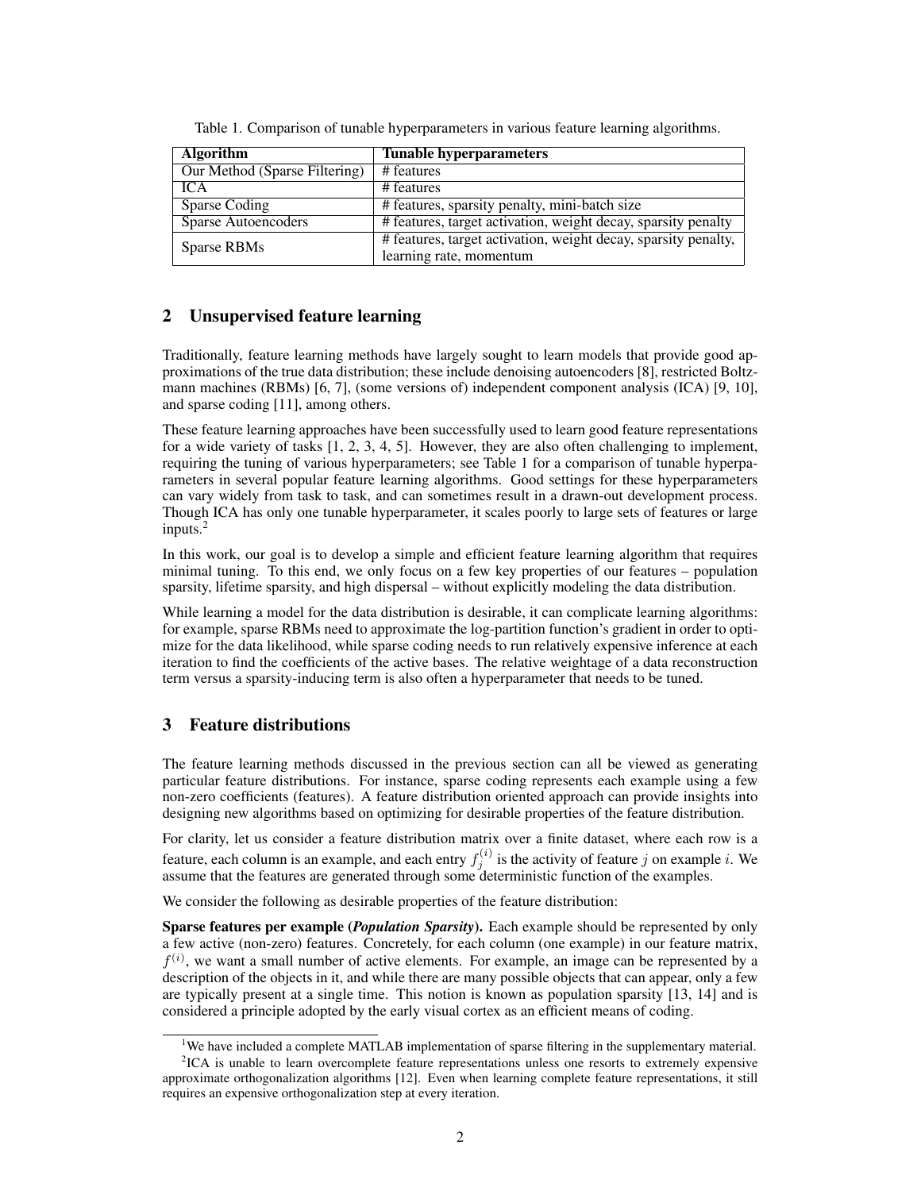Table 1. Comparison of tunable hyperparameters in various feature learning algorithms.

| Algorithm | Tunable hyperparameters |
| --- | --- |
| Our Method (Sparse Filtering) | # features |
| ICA | # features |
| Sparse Coding | # features, sparsity penalty, mini-batch size |
| Sparse Autoencoders | # features, target activation, weight decay, sparsity penalty |
| Sparse RBMs | # features, target activation, weight decay, sparsity penalty, learning rate, momentum |

## 2 Unsupervised feature learning

Traditionally, feature learning methods have largely sought to learn models that provide good approximations of the true data distribution; these include denoising autoencoders [8], restricted Boltzmann machines (RBMs) [6, 7], (some versions of) independent component analysis (ICA) [9, 10], and sparse coding [11], among others.

These feature learning approaches have been successfully used to learn good feature representations for a wide variety of tasks [1, 2, 3, 4, 5]. However, they are also often challenging to implement, requiring the tuning of various hyperparameters; see Table 1 for a comparison of tunable hyperparameters in several popular feature learning algorithms. Good settings for these hyperparameters can vary widely from task to task, and can sometimes result in a drawn-out development process. Though ICA has only one tunable hyperparameter, it scales poorly to large sets of features or large inputs.[2]

In this work, our goal is to develop a simple and efficient feature learning algorithm that requires minimal tuning. To this end, we only focus on a few key properties of our features – population sparsity, lifetime sparsity, and high dispersal – without explicitly modeling the data distribution.

While learning a model for the data distribution is desirable, it can complicate learning algorithms: for example, sparse RBMs need to approximate the log-partition function's gradient in order to optimize for the data likelihood, while sparse coding needs to run relatively expensive inference at each iteration to find the coefficients of the active bases. The relative weightage of a data reconstruction term versus a sparsity-inducing term is also often a hyperparameter that needs to be tuned.

## 3 Feature distributions

The feature learning methods discussed in the previous section can all be viewed as generating particular feature distributions. For instance, sparse coding represents each example using a few non-zero coefficients (features). A feature distribution oriented approach can provide insights into designing new algorithms based on optimizing for desirable properties of the feature distribution.

For clarity, let us consider a feature distribution matrix over a finite dataset, where each row is a feature, each column is an example, and each entry $f_j^{(i)}$ is the activity of feature $j$ on example $i$. We assume that the features are generated through some deterministic function of the examples.

We consider the following as desirable properties of the feature distribution:

**Sparse features per example (*Population Sparsity*).** Each example should be represented by only a few active (non-zero) features. Concretely, for each column (one example) in our feature matrix, $f^{(i)}$, we want a small number of active elements. For example, an image can be represented by a description of the objects in it, and while there are many possible objects that can appear, only a few are typically present at a single time. This notion is known as population sparsity [13, 14] and is considered a principle adopted by the early visual cortex as an efficient means of coding.

---

[1] We have included a complete MATLAB implementation of sparse filtering in the supplementary material.

[2] ICA is unable to learn overcomplete feature representations unless one resorts to extremely expensive approximate orthogonalization algorithms [12]. Even when learning complete feature representations, it still requires an expensive orthogonalization step at every iteration.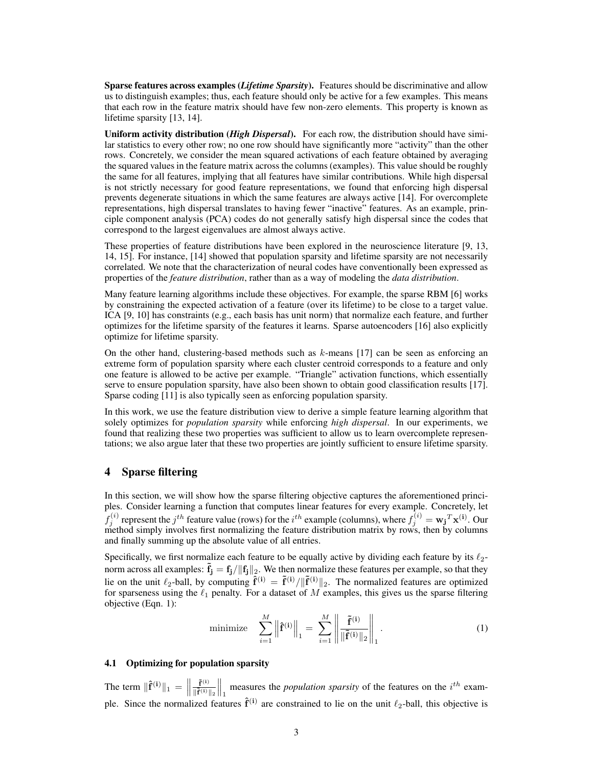**Sparse features across examples (*Lifetime Sparsity*).** Features should be discriminative and allow us to distinguish examples; thus, each feature should only be active for a few examples. This means that each row in the feature matrix should have few non-zero elements. This property is known as lifetime sparsity [13, 14].

**Uniform activity distribution (*High Dispersal*).** For each row, the distribution should have similar statistics to every other row; no one row should have significantly more "activity" than the other rows. Concretely, we consider the mean squared activations of each feature obtained by averaging the squared values in the feature matrix across the columns (examples). This value should be roughly the same for all features, implying that all features have similar contributions. While high dispersal is not strictly necessary for good feature representations, we found that enforcing high dispersal prevents degenerate situations in which the same features are always active [14]. For overcomplete representations, high dispersal translates to having fewer "inactive" features. As an example, principle component analysis (PCA) codes do not generally satisfy high dispersal since the codes that correspond to the largest eigenvalues are almost always active.

These properties of feature distributions have been explored in the neuroscience literature [9, 13, 14, 15]. For instance, [14] showed that population sparsity and lifetime sparsity are not necessarily correlated. We note that the characterization of neural codes have conventionally been expressed as properties of the *feature distribution*, rather than as a way of modeling the *data distribution*.

Many feature learning algorithms include these objectives. For example, the sparse RBM [6] works by constraining the expected activation of a feature (over its lifetime) to be close to a target value. ICA [9, 10] has constraints (e.g., each basis has unit norm) that normalize each feature, and further optimizes for the lifetime sparsity of the features it learns. Sparse autoencoders [16] also explicitly optimize for lifetime sparsity.

On the other hand, clustering-based methods such as $k$-means [17] can be seen as enforcing an extreme form of population sparsity where each cluster centroid corresponds to a feature and only one feature is allowed to be active per example. "Triangle" activation functions, which essentially serve to ensure population sparsity, have also been shown to obtain good classification results [17]. Sparse coding [11] is also typically seen as enforcing population sparsity.

In this work, we use the feature distribution view to derive a simple feature learning algorithm that solely optimizes for *population sparsity* while enforcing *high dispersal*. In our experiments, we found that realizing these two properties was sufficient to allow us to learn overcomplete representations; we also argue later that these two properties are jointly sufficient to ensure lifetime sparsity.

# 4 Sparse filtering

In this section, we will show how the sparse filtering objective captures the aforementioned principles. Consider learning a function that computes linear features for every example. Concretely, let $f_j^{(i)}$ represent the $j^{th}$ feature value (rows) for the $i^{th}$ example (columns), where $f_j^{(i)} = \mathbf{w_j}^T \mathbf{x^{(i)}}$. Our method simply involves first normalizing the feature distribution matrix by rows, then by columns and finally summing up the absolute value of all entries.

Specifically, we first normalize each feature to be equally active by dividing each feature by its $\ell_2$-norm across all examples: $\tilde{\mathbf{f}}_\mathbf{j} = \mathbf{f_j} / \|\mathbf{f_j}\|_2$. We then normalize these features per example, so that they lie on the unit $\ell_2$-ball, by computing $\hat{\mathbf{f}}^{(\mathbf{i})} = \tilde{\mathbf{f}}^{(\mathbf{i})} / \|\tilde{\mathbf{f}}^{(\mathbf{i})}\|_2$. The normalized features are optimized for sparseness using the $\ell_1$ penalty. For a dataset of $M$ examples, this gives us the sparse filtering objective (Eqn. 1):

$$\text{minimize} \quad \sum_{i=1}^{M} \left\| \hat{\mathbf{f}}^{(\mathbf{i})} \right\|_1 = \sum_{i=1}^{M} \left\| \frac{\tilde{\mathbf{f}}^{(\mathbf{i})}}{\|\tilde{\mathbf{f}}^{(\mathbf{i})}\|_2} \right\|_1 . \tag{1}$$

## 4.1 Optimizing for population sparsity

The term $\|\hat{\mathbf{f}}^{(\mathbf{i})}\|_1 = \left\| \frac{\tilde{\mathbf{f}}^{(\mathbf{i})}}{\|\tilde{\mathbf{f}}^{(\mathbf{i})}\|_2} \right\|_1$ measures the *population sparsity* of the features on the $i^{th}$ example. Since the normalized features $\hat{\mathbf{f}}^{(\mathbf{i})}$ are constrained to lie on the unit $\ell_2$-ball, this objective is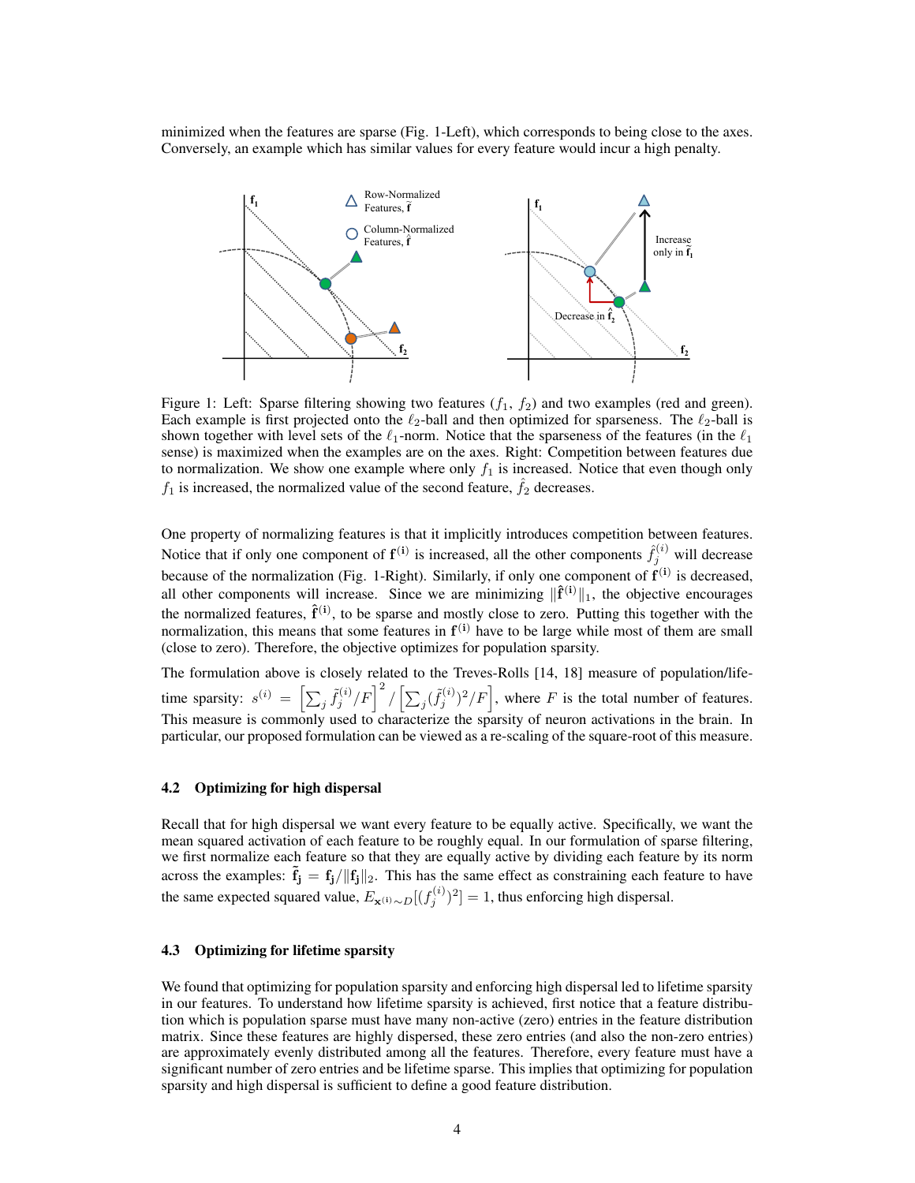minimized when the features are sparse (Fig. 1-Left), which corresponds to being close to the axes. Conversely, an example which has similar values for every feature would incur a high penalty.

Figure 1: Left: Sparse filtering showing two features ($f_1$, $f_2$) and two examples (red and green). Each example is first projected onto the $\ell_2$-ball and then optimized for sparseness. The $\ell_2$-ball is shown together with level sets of the $\ell_1$-norm. Notice that the sparseness of the features (in the $\ell_1$ sense) is maximized when the examples are on the axes. Right: Competition between features due to normalization. We show one example where only $f_1$ is increased. Notice that even though only $f_1$ is increased, the normalized value of the second feature, $\hat{f}_2$ decreases.

One property of normalizing features is that it implicitly introduces competition between features. Notice that if only one component of $\mathbf{f^{(i)}}$ is increased, all the other components $\hat{f}_j^{(i)}$ will decrease because of the normalization (Fig. 1-Right). Similarly, if only one component of $\mathbf{f^{(i)}}$ is decreased, all other components will increase. Since we are minimizing $\|\hat{\mathbf{f}}^{(i)}\|_1$, the objective encourages the normalized features, $\hat{\mathbf{f}}^{(i)}$, to be sparse and mostly close to zero. Putting this together with the normalization, this means that some features in $\mathbf{f^{(i)}}$ have to be large while most of them are small (close to zero). Therefore, the objective optimizes for population sparsity.

The formulation above is closely related to the Treves-Rolls [14, 18] measure of population/lifetime sparsity: $s^{(i)} = \left[\sum_j \tilde{f}_j^{(i)}/F\right]^2 / \left[\sum_j (\tilde{f}_j^{(i)})^2/F\right]$, where $F$ is the total number of features. This measure is commonly used to characterize the sparsity of neuron activations in the brain. In particular, our proposed formulation can be viewed as a re-scaling of the square-root of this measure.

### 4.2 Optimizing for high dispersal

Recall that for high dispersal we want every feature to be equally active. Specifically, we want the mean squared activation of each feature to be roughly equal. In our formulation of sparse filtering, we first normalize each feature so that they are equally active by dividing each feature by its norm across the examples: $\tilde{\mathbf{f}}_\mathbf{j} = \mathbf{f_j}/\|\mathbf{f_j}\|_2$. This has the same effect as constraining each feature to have the same expected squared value, $E_{\mathbf{x}^{(i)}\sim D}[(f_j^{(i)})^2] = 1$, thus enforcing high dispersal.

### 4.3 Optimizing for lifetime sparsity

We found that optimizing for population sparsity and enforcing high dispersal led to lifetime sparsity in our features. To understand how lifetime sparsity is achieved, first notice that a feature distribution which is population sparse must have many non-active (zero) entries in the feature distribution matrix. Since these features are highly dispersed, these zero entries (and also the non-zero entries) are approximately evenly distributed among all the features. Therefore, every feature must have a significant number of zero entries and be lifetime sparse. This implies that optimizing for population sparsity and high dispersal is sufficient to define a good feature distribution.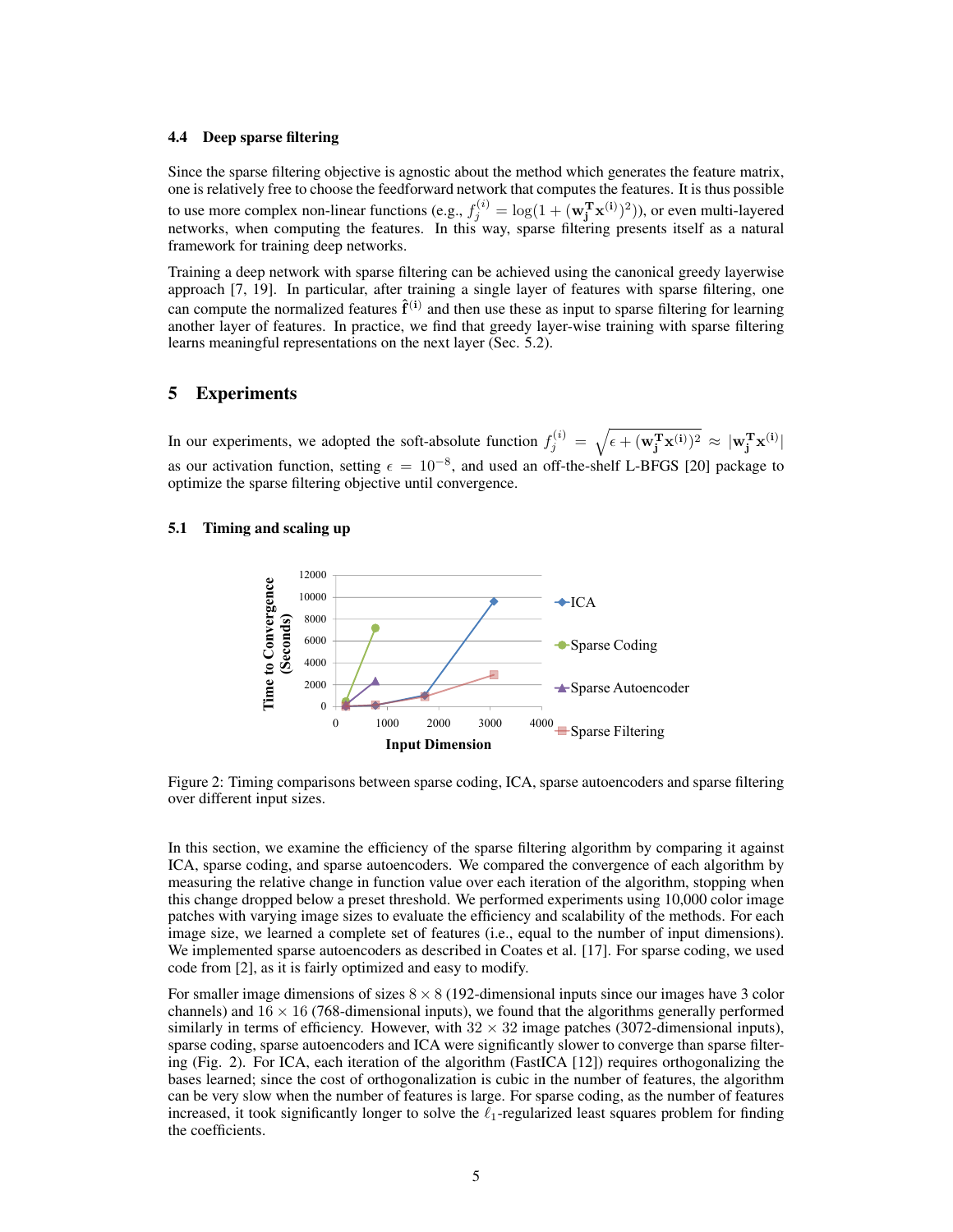### 4.4 Deep sparse filtering

Since the sparse filtering objective is agnostic about the method which generates the feature matrix, one is relatively free to choose the feedforward network that computes the features. It is thus possible to use more complex non-linear functions (e.g., $f_j^{(i)} = \log(1 + (\mathbf{w_j^T x^{(i)}})^2)$), or even multi-layered networks, when computing the features. In this way, sparse filtering presents itself as a natural framework for training deep networks.

Training a deep network with sparse filtering can be achieved using the canonical greedy layerwise approach [7, 19]. In particular, after training a single layer of features with sparse filtering, one can compute the normalized features $\hat{\mathbf{f}}^{(\mathbf{i})}$ and then use these as input to sparse filtering for learning another layer of features. In practice, we find that greedy layer-wise training with sparse filtering learns meaningful representations on the next layer (Sec. 5.2).

## 5 Experiments

In our experiments, we adopted the soft-absolute function $f_j^{(i)} = \sqrt{\epsilon + (\mathbf{w_j^T x^{(i)}})^2} \approx |\mathbf{w_j^T x^{(i)}}|$ as our activation function, setting $\epsilon = 10^{-8}$, and used an off-the-shelf L-BFGS [20] package to optimize the sparse filtering objective until convergence.

### 5.1 Timing and scaling up

Figure 2: Timing comparisons between sparse coding, ICA, sparse autoencoders and sparse filtering over different input sizes.

In this section, we examine the efficiency of the sparse filtering algorithm by comparing it against ICA, sparse coding, and sparse autoencoders. We compared the convergence of each algorithm by measuring the relative change in function value over each iteration of the algorithm, stopping when this change dropped below a preset threshold. We performed experiments using 10,000 color image patches with varying image sizes to evaluate the efficiency and scalability of the methods. For each image size, we learned a complete set of features (i.e., equal to the number of input dimensions). We implemented sparse autoencoders as described in Coates et al. [17]. For sparse coding, we used code from [2], as it is fairly optimized and easy to modify.

For smaller image dimensions of sizes $8 \times 8$ (192-dimensional inputs since our images have 3 color channels) and $16 \times 16$ (768-dimensional inputs), we found that the algorithms generally performed similarly in terms of efficiency. However, with $32 \times 32$ image patches (3072-dimensional inputs), sparse coding, sparse autoencoders and ICA were significantly slower to converge than sparse filtering (Fig. 2). For ICA, each iteration of the algorithm (FastICA [12]) requires orthogonalizing the bases learned; since the cost of orthogonalization is cubic in the number of features, the algorithm can be very slow when the number of features is large. For sparse coding, as the number of features increased, it took significantly longer to solve the $\ell_1$-regularized least squares problem for finding the coefficients.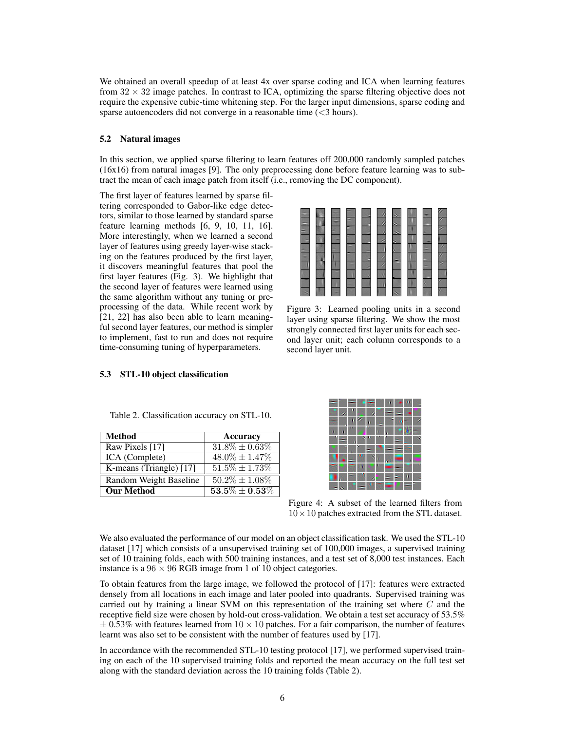We obtained an overall speedup of at least 4x over sparse coding and ICA when learning features from $32 \times 32$ image patches. In contrast to ICA, optimizing the sparse filtering objective does not require the expensive cubic-time whitening step. For the larger input dimensions, sparse coding and sparse autoencoders did not converge in a reasonable time (<3 hours).

### 5.2 Natural images

In this section, we applied sparse filtering to learn features off 200,000 randomly sampled patches (16x16) from natural images [9]. The only preprocessing done before feature learning was to subtract the mean of each image patch from itself (i.e., removing the DC component).

The first layer of features learned by sparse filtering corresponded to Gabor-like edge detectors, similar to those learned by standard sparse feature learning methods [6, 9, 10, 11, 16]. More interestingly, when we learned a second layer of features using greedy layer-wise stacking on the features produced by the first layer, it discovers meaningful features that pool the first layer features (Fig. 3). We highlight that the second layer of features were learned using the same algorithm without any tuning or preprocessing of the data. While recent work by [21, 22] has also been able to learn meaningful second layer features, our method is simpler to implement, fast to run and does not require time-consuming tuning of hyperparameters.

Figure 3: Learned pooling units in a second layer using sparse filtering. We show the most strongly connected first layer units for each second layer unit; each column corresponds to a second layer unit.

### 5.3 STL-10 object classification

Table 2. Classification accuracy on STL-10.

| Method | Accuracy |
|---|---|
| Raw Pixels [17] | $31.8\% \pm 0.63\%$ |
| ICA (Complete) | $48.0\% \pm 1.47\%$ |
| K-means (Triangle) [17] | $51.5\% \pm 1.73\%$ |
| Random Weight Baseline | $50.2\% \pm 1.08\%$ |
| **Our Method** | $\mathbf{53.5\% \pm 0.53\%}$ |

Figure 4: A subset of the learned filters from $10 \times 10$ patches extracted from the STL dataset.

We also evaluated the performance of our model on an object classification task. We used the STL-10 dataset [17] which consists of a unsupervised training set of 100,000 images, a supervised training set of 10 training folds, each with 500 training instances, and a test set of 8,000 test instances. Each instance is a $96 \times 96$ RGB image from 1 of 10 object categories.

To obtain features from the large image, we followed the protocol of [17]: features were extracted densely from all locations in each image and later pooled into quadrants. Supervised training was carried out by training a linear SVM on this representation of the training set where $C$ and the receptive field size were chosen by hold-out cross-validation. We obtain a test set accuracy of 53.5% $\pm$ 0.53% with features learned from $10 \times 10$ patches. For a fair comparison, the number of features learnt was also set to be consistent with the number of features used by [17].

In accordance with the recommended STL-10 testing protocol [17], we performed supervised training on each of the 10 supervised training folds and reported the mean accuracy on the full test set along with the standard deviation across the 10 training folds (Table 2).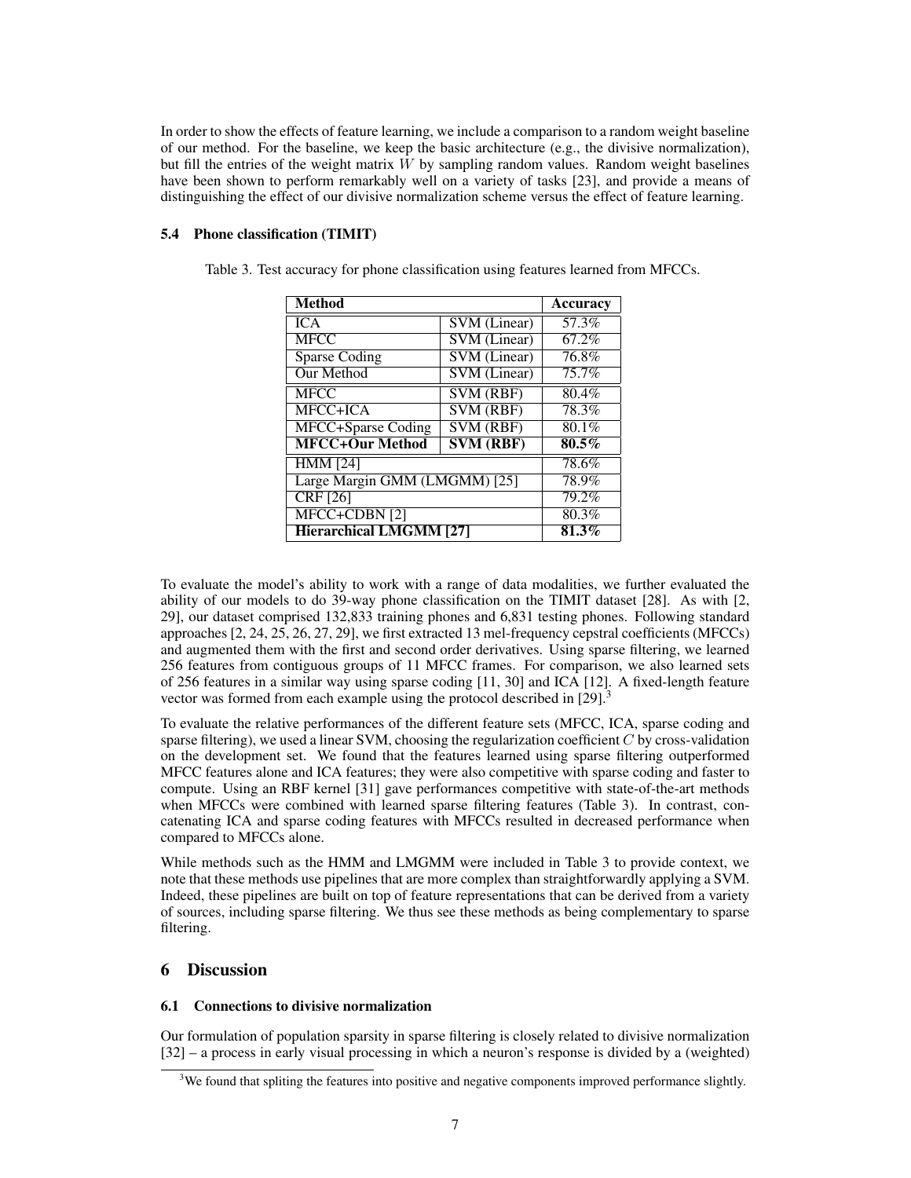In order to show the effects of feature learning, we include a comparison to a random weight baseline of our method. For the baseline, we keep the basic architecture (e.g., the divisive normalization), but fill the entries of the weight matrix $W$ by sampling random values. Random weight baselines have been shown to perform remarkably well on a variety of tasks [23], and provide a means of distinguishing the effect of our divisive normalization scheme versus the effect of feature learning.

### 5.4 Phone classification (TIMIT)

Table 3. Test accuracy for phone classification using features learned from MFCCs.

| **Method** | | **Accuracy** |
|---|---|---|
| ICA | SVM (Linear) | 57.3% |
| MFCC | SVM (Linear) | 67.2% |
| Sparse Coding | SVM (Linear) | 76.8% |
| Our Method | SVM (Linear) | 75.7% |
| MFCC | SVM (RBF) | 80.4% |
| MFCC+ICA | SVM (RBF) | 78.3% |
| MFCC+Sparse Coding | SVM (RBF) | 80.1% |
| **MFCC+Our Method** | **SVM (RBF)** | **80.5%** |
| HMM [24] | | 78.6% |
| Large Margin GMM (LMGMM) [25] | | 78.9% |
| CRF [26] | | 79.2% |
| MFCC+CDBN [2] | | 80.3% |
| **Hierarchical LMGMM [27]** | | **81.3%** |

To evaluate the model's ability to work with a range of data modalities, we further evaluated the ability of our models to do 39-way phone classification on the TIMIT dataset [28]. As with [2, 29], our dataset comprised 132,833 training phones and 6,831 testing phones. Following standard approaches [2, 24, 25, 26, 27, 29], we first extracted 13 mel-frequency cepstral coefficients (MFCCs) and augmented them with the first and second order derivatives. Using sparse filtering, we learned 256 features from contiguous groups of 11 MFCC frames. For comparison, we also learned sets of 256 features in a similar way using sparse coding [11, 30] and ICA [12]. A fixed-length feature vector was formed from each example using the protocol described in [29].[3]

To evaluate the relative performances of the different feature sets (MFCC, ICA, sparse coding and sparse filtering), we used a linear SVM, choosing the regularization coefficient $C$ by cross-validation on the development set. We found that the features learned using sparse filtering outperformed MFCC features alone and ICA features; they were also competitive with sparse coding and faster to compute. Using an RBF kernel [31] gave performances competitive with state-of-the-art methods when MFCCs were combined with learned sparse filtering features (Table 3). In contrast, concatenating ICA and sparse coding features with MFCCs resulted in decreased performance when compared to MFCCs alone.

While methods such as the HMM and LMGMM were included in Table 3 to provide context, we note that these methods use pipelines that are more complex than straightforwardly applying a SVM. Indeed, these pipelines are built on top of feature representations that can be derived from a variety of sources, including sparse filtering. We thus see these methods as being complementary to sparse filtering.

## 6 Discussion

### 6.1 Connections to divisive normalization

Our formulation of population sparsity in sparse filtering is closely related to divisive normalization [32] – a process in early visual processing in which a neuron's response is divided by a (weighted)

[3]We found that spliting the features into positive and negative components improved performance slightly.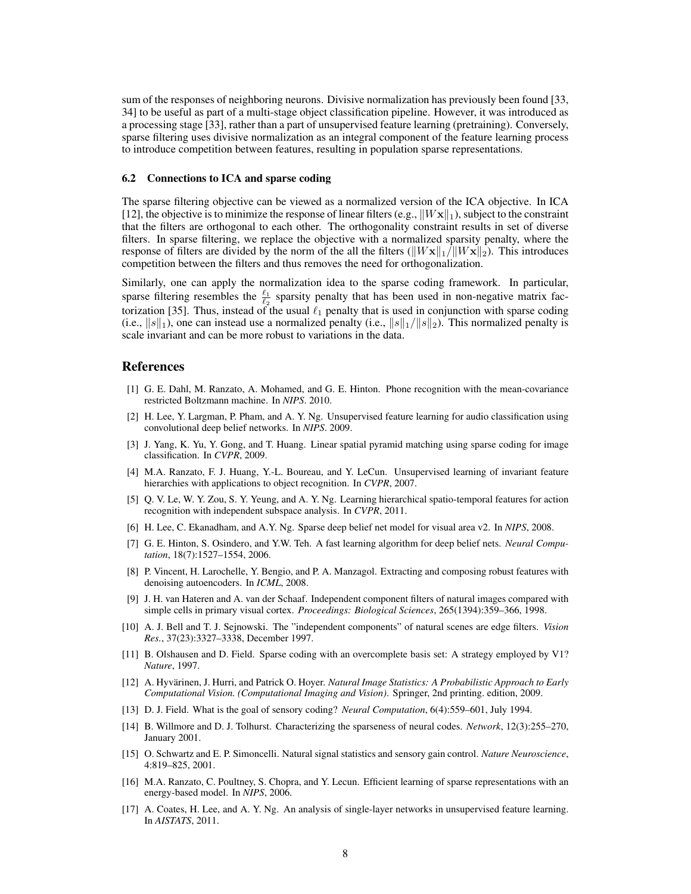sum of the responses of neighboring neurons. Divisive normalization has previously been found [33, 34] to be useful as part of a multi-stage object classification pipeline. However, it was introduced as a processing stage [33], rather than a part of unsupervised feature learning (pretraining). Conversely, sparse filtering uses divisive normalization as an integral component of the feature learning process to introduce competition between features, resulting in population sparse representations.

### 6.2 Connections to ICA and sparse coding

The sparse filtering objective can be viewed as a normalized version of the ICA objective. In ICA [12], the objective is to minimize the response of linear filters (e.g., $\|W\mathbf{x}\|_1$), subject to the constraint that the filters are orthogonal to each other. The orthogonality constraint results in set of diverse filters. In sparse filtering, we replace the objective with a normalized sparsity penalty, where the response of filters are divided by the norm of the all the filters ($\|W\mathbf{x}\|_1/\|W\mathbf{x}\|_2$). This introduces competition between the filters and thus removes the need for orthogonalization.

Similarly, one can apply the normalization idea to the sparse coding framework. In particular, sparse filtering resembles the $\frac{\ell_1}{\ell_2}$ sparsity penalty that has been used in non-negative matrix factorization [35]. Thus, instead of the usual $\ell_1$ penalty that is used in conjunction with sparse coding (i.e., $\|s\|_1$), one can instead use a normalized penalty (i.e., $\|s\|_1/\|s\|_2$). This normalized penalty is scale invariant and can be more robust to variations in the data.

## References

[1] G. E. Dahl, M. Ranzato, A. Mohamed, and G. E. Hinton. Phone recognition with the mean-covariance restricted Boltzmann machine. In *NIPS*. 2010.

[2] H. Lee, Y. Largman, P. Pham, and A. Y. Ng. Unsupervised feature learning for audio classification using convolutional deep belief networks. In *NIPS*. 2009.

[3] J. Yang, K. Yu, Y. Gong, and T. Huang. Linear spatial pyramid matching using sparse coding for image classification. In *CVPR*, 2009.

[4] M.A. Ranzato, F. J. Huang, Y.-L. Boureau, and Y. LeCun. Unsupervised learning of invariant feature hierarchies with applications to object recognition. In *CVPR*, 2007.

[5] Q. V. Le, W. Y. Zou, S. Y. Yeung, and A. Y. Ng. Learning hierarchical spatio-temporal features for action recognition with independent subspace analysis. In *CVPR*, 2011.

[6] H. Lee, C. Ekanadham, and A.Y. Ng. Sparse deep belief net model for visual area v2. In *NIPS*, 2008.

[7] G. E. Hinton, S. Osindero, and Y.W. Teh. A fast learning algorithm for deep belief nets. *Neural Computation*, 18(7):1527–1554, 2006.

[8] P. Vincent, H. Larochelle, Y. Bengio, and P. A. Manzagol. Extracting and composing robust features with denoising autoencoders. In *ICML*, 2008.

[9] J. H. van Hateren and A. van der Schaaf. Independent component filters of natural images compared with simple cells in primary visual cortex. *Proceedings: Biological Sciences*, 265(1394):359–366, 1998.

[10] A. J. Bell and T. J. Sejnowski. The "independent components" of natural scenes are edge filters. *Vision Res.*, 37(23):3327–3338, December 1997.

[11] B. Olshausen and D. Field. Sparse coding with an overcomplete basis set: A strategy employed by V1? *Nature*, 1997.

[12] A. Hyvärinen, J. Hurri, and Patrick O. Hoyer. *Natural Image Statistics: A Probabilistic Approach to Early Computational Vision. (Computational Imaging and Vision)*. Springer, 2nd printing. edition, 2009.

[13] D. J. Field. What is the goal of sensory coding? *Neural Computation*, 6(4):559–601, July 1994.

[14] B. Willmore and D. J. Tolhurst. Characterizing the sparseness of neural codes. *Network*, 12(3):255–270, January 2001.

[15] O. Schwartz and E. P. Simoncelli. Natural signal statistics and sensory gain control. *Nature Neuroscience*, 4:819–825, 2001.

[16] M.A. Ranzato, C. Poultney, S. Chopra, and Y. Lecun. Efficient learning of sparse representations with an energy-based model. In *NIPS*, 2006.

[17] A. Coates, H. Lee, and A. Y. Ng. An analysis of single-layer networks in unsupervised feature learning. In *AISTATS*, 2011.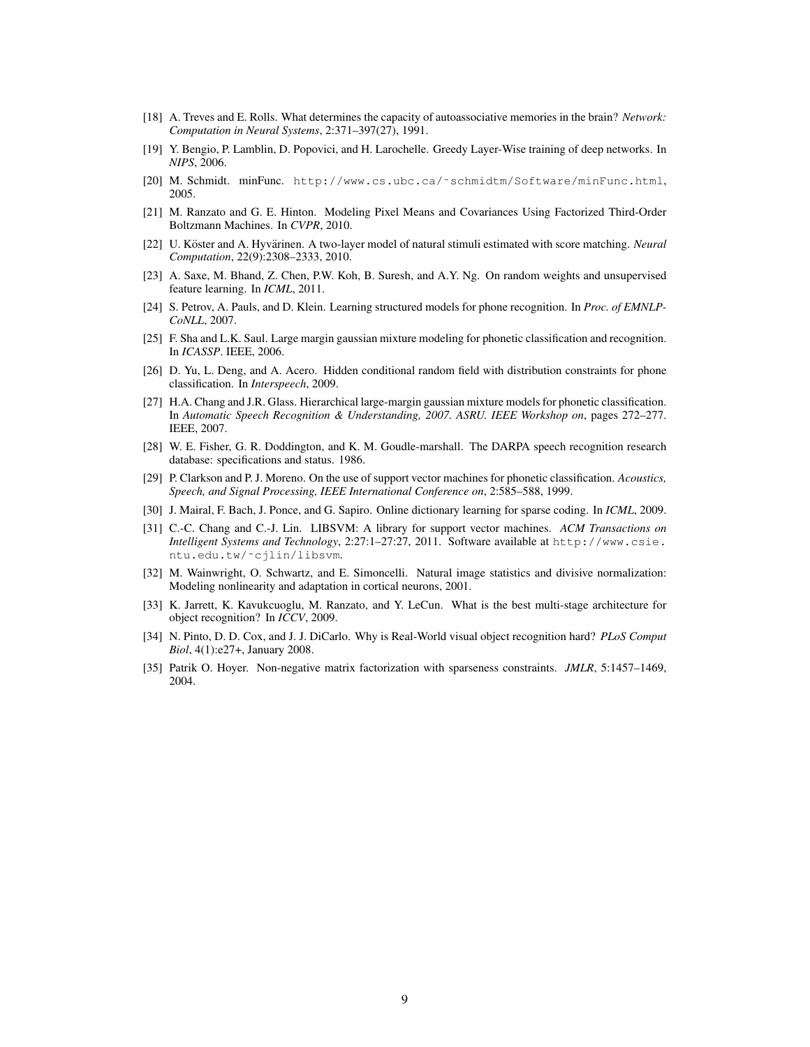[18] A. Treves and E. Rolls. What determines the capacity of autoassociative memories in the brain? *Network: Computation in Neural Systems*, 2:371–397(27), 1991.

[19] Y. Bengio, P. Lamblin, D. Popovici, and H. Larochelle. Greedy Layer-Wise training of deep networks. In *NIPS*, 2006.

[20] M. Schmidt. minFunc. `http://www.cs.ubc.ca/~schmidtm/Software/minFunc.html`, 2005.

[21] M. Ranzato and G. E. Hinton. Modeling Pixel Means and Covariances Using Factorized Third-Order Boltzmann Machines. In *CVPR*, 2010.

[22] U. Köster and A. Hyvärinen. A two-layer model of natural stimuli estimated with score matching. *Neural Computation*, 22(9):2308–2333, 2010.

[23] A. Saxe, M. Bhand, Z. Chen, P.W. Koh, B. Suresh, and A.Y. Ng. On random weights and unsupervised feature learning. In *ICML*, 2011.

[24] S. Petrov, A. Pauls, and D. Klein. Learning structured models for phone recognition. In *Proc. of EMNLP-CoNLL*, 2007.

[25] F. Sha and L.K. Saul. Large margin gaussian mixture modeling for phonetic classification and recognition. In *ICASSP*. IEEE, 2006.

[26] D. Yu, L. Deng, and A. Acero. Hidden conditional random field with distribution constraints for phone classification. In *Interspeech*, 2009.

[27] H.A. Chang and J.R. Glass. Hierarchical large-margin gaussian mixture models for phonetic classification. In *Automatic Speech Recognition & Understanding, 2007. ASRU. IEEE Workshop on*, pages 272–277. IEEE, 2007.

[28] W. E. Fisher, G. R. Doddington, and K. M. Goudle-marshall. The DARPA speech recognition research database: specifications and status. 1986.

[29] P. Clarkson and P. J. Moreno. On the use of support vector machines for phonetic classification. *Acoustics, Speech, and Signal Processing, IEEE International Conference on*, 2:585–588, 1999.

[30] J. Mairal, F. Bach, J. Ponce, and G. Sapiro. Online dictionary learning for sparse coding. In *ICML*, 2009.

[31] C.-C. Chang and C.-J. Lin. LIBSVM: A library for support vector machines. *ACM Transactions on Intelligent Systems and Technology*, 2:27:1–27:27, 2011. Software available at `http://www.csie.ntu.edu.tw/~cjlin/libsvm`.

[32] M. Wainwright, O. Schwartz, and E. Simoncelli. Natural image statistics and divisive normalization: Modeling nonlinearity and adaptation in cortical neurons, 2001.

[33] K. Jarrett, K. Kavukcuoglu, M. Ranzato, and Y. LeCun. What is the best multi-stage architecture for object recognition? In *ICCV*, 2009.

[34] N. Pinto, D. D. Cox, and J. J. DiCarlo. Why is Real-World visual object recognition hard? *PLoS Comput Biol*, 4(1):e27+, January 2008.

[35] Patrik O. Hoyer. Non-negative matrix factorization with sparseness constraints. *JMLR*, 5:1457–1469, 2004.